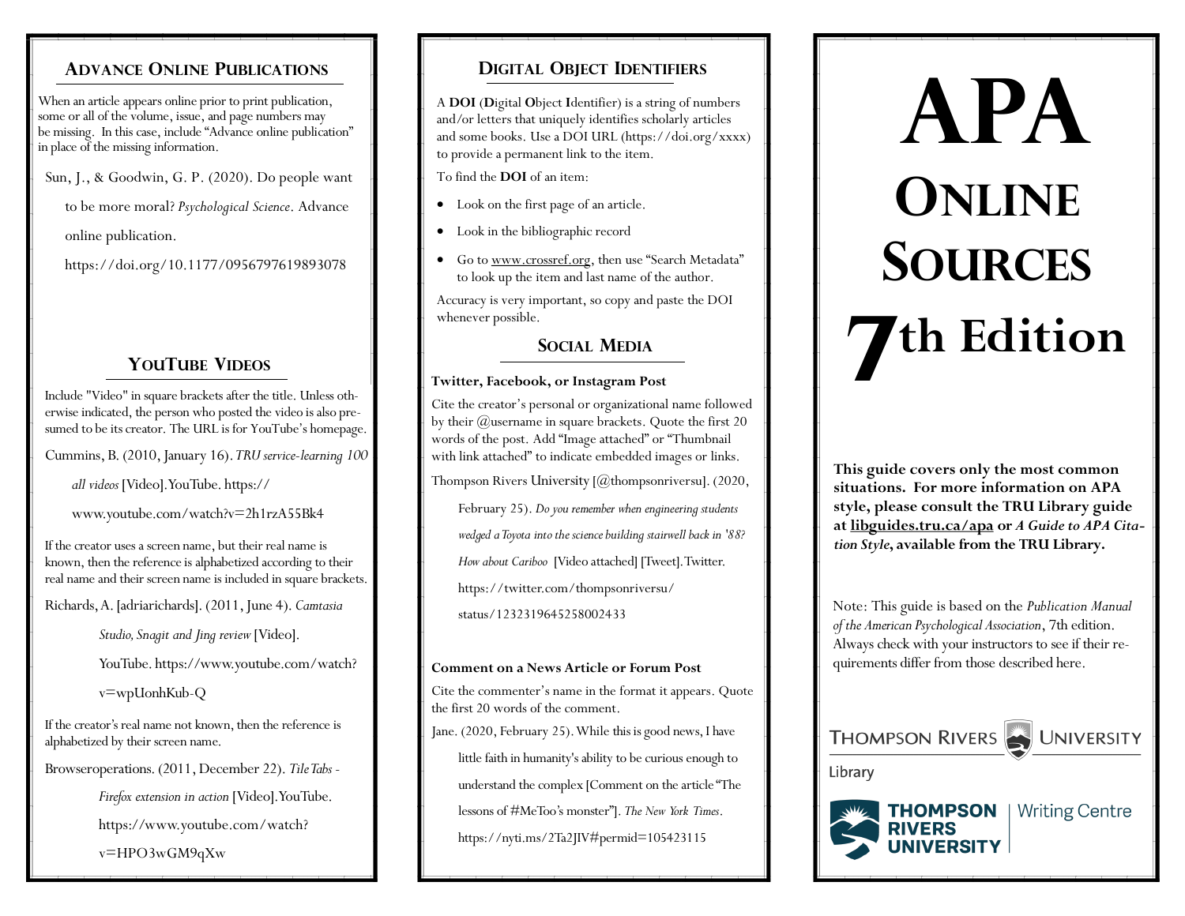## Advance Online Publications

When an article appears online prior to print publication, some or all of the volume, issue, and page numbers may be missing. In this case, include "Advance online publication" in place of the missing information.

Sun, J., & Goodwin, G. P. (2020). Do people want to be more moral? *Psychological Science*. Advance online publication. https://doi.org/10.1177/0956797619893078

## YouTube Videos

Include "Video" in square brackets after the title. Unless otherwise indicated, the person who posted the video is also presumed to be its creator. The URL is for YouTube's homepage.

Cummins, B. (2010, January 16). *TRU service-learning 100 all videos* [Video]. YouTube. https://www.youtube.com/watch?v=2h1rzA55Bk4

If the creator uses a screen name, but their real name is known, then the reference is alphabetized according to their real name and their screen name is included in square brackets.

Richards, A. [adriarichards]. (2011, June 4). *Camtasia Studio, Snagit and Jing review* [Video]. YouTube. https://www.youtube.com/watch?v=wpUonhKub-Q

If the creator's real name not known, then the reference is alphabetized by their screen name.

Browseroperations. (2011, December 22). *TileTabs - Firefox extension in action* [Video]. YouTube. https://www.youtube.com/watch?v=HPO3wGM9qXw

## Digital Object Identifiers

A **DOI** (**D**igital **O**bject **I**dentifier) is a string of numbers and/or letters that uniquely identifies scholarly articles and some books. Use a DOI URL (https://doi.org/xxxx) to provide a permanent link to the item.

To find the **DOI** of an item:

- Look on the first page of an article.
- Look in the bibliographic record
- Go to www.crossref.org, then use "Search Metadata" to look up the item and last name of the author.

Accuracy is very important, so copy and paste the DOI whenever possible.

## Social Media

**Twitter, Facebook, or Instagram Post**

Cite the creator's personal or organizational name followed by their @username in square brackets. Quote the first 20 words of the post. Add "Image attached" or "Thumbnail with link attached" to indicate embedded images or links.

Thompson Rivers University [@thompsonriversu]. (2020, February 25). *Do you remember when engineering students wedged a Toyota into the science building stairwell back in '88? How about Cariboo* [Video attached] [Tweet]. Twitter. https://twitter.com/thompsonriversu/status/1232319645258002433

**Comment on a News Article or Forum Post**

Cite the commenter's name in the format it appears. Quote the first 20 words of the comment.

Jane. (2020, February 25). While this is good news, I have little faith in humanity's ability to be curious enough to understand the complex [Comment on the article "The lessons of #MeToo's monster"]. *The New York Times*. https://nyti.ms/2Ta2JIV#permid=105423115

# APA Online Sources 7th Edition

**This guide covers only the most common situations. For more information on APA style, please consult the TRU Library guide at libguides.tru.ca/apa or *A Guide to APA Citation Style*, available from the TRU Library.**

Note: This guide is based on the *Publication Manual of the American Psychological Association*, 7th edition. Always check with your instructors to see if their requirements differ from those described here.

Thompson Rivers University Library

Thompson Rivers University | Writing Centre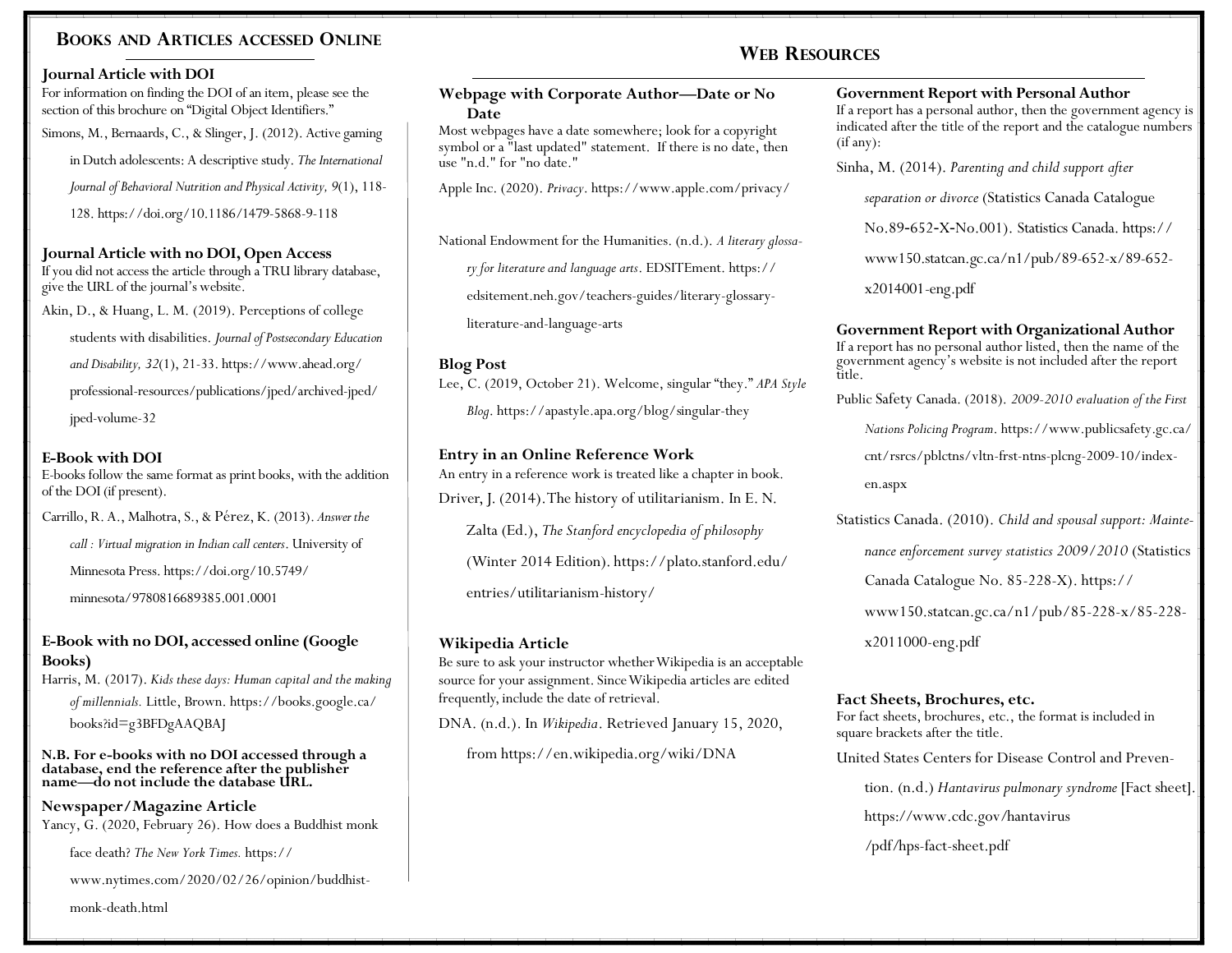## Books and Articles accessed Online

### Journal Article with DOI

For information on finding the DOI of an item, please see the section of this brochure on "Digital Object Identifiers."

Simons, M., Bernaards, C., & Slinger, J. (2012). Active gaming in Dutch adolescents: A descriptive study. *The International Journal of Behavioral Nutrition and Physical Activity, 9*(1), 118-128. https://doi.org/10.1186/1479-5868-9-118

### Journal Article with no DOI, Open Access

If you did not access the article through a TRU library database, give the URL of the journal's website.

Akin, D., & Huang, L. M. (2019). Perceptions of college students with disabilities. *Journal of Postsecondary Education and Disability, 32*(1), 21-33. https://www.ahead.org/professional-resources/publications/jped/archived-jped/jped-volume-32

### E-Book with DOI

E-books follow the same format as print books, with the addition of the DOI (if present).

Carrillo, R. A., Malhotra, S., & Pérez, K. (2013). *Answer the call : Virtual migration in Indian call centers*. University of Minnesota Press. https://doi.org/10.5749/minnesota/9780816689385.001.0001

### E-Book with no DOI, accessed online (Google Books)

Harris, M. (2017). *Kids these days: Human capital and the making of millennials.* Little, Brown. https://books.google.ca/books?id=g3BFDgAAQBAJ

**N.B. For e-books with no DOI accessed through a database, end the reference after the publisher name—do not include the database URL.**

### Newspaper/Magazine Article

Yancy, G. (2020, February 26). How does a Buddhist monk face death? *The New York Times.* https://www.nytimes.com/2020/02/26/opinion/buddhist-monk-death.html

## Web Resources

### Webpage with Corporate Author—Date or No Date

Most webpages have a date somewhere; look for a copyright symbol or a "last updated" statement. If there is no date, then use "n.d." for "no date."

Apple Inc. (2020). *Privacy*. https://www.apple.com/privacy/

National Endowment for the Humanities. (n.d.). *A literary glossary for literature and language arts*. EDSITEment. https://edsitement.neh.gov/teachers-guides/literary-glossary-literature-and-language-arts

### Blog Post

Lee, C. (2019, October 21). Welcome, singular "they." *APA Style Blog*. https://apastyle.apa.org/blog/singular-they

### Entry in an Online Reference Work

An entry in a reference work is treated like a chapter in book.

Driver, J. (2014). The history of utilitarianism. In E. N. Zalta (Ed.), *The Stanford encyclopedia of philosophy* (Winter 2014 Edition). https://plato.stanford.edu/entries/utilitarianism-history/

### Wikipedia Article

Be sure to ask your instructor whether Wikipedia is an acceptable source for your assignment. Since Wikipedia articles are edited frequently, include the date of retrieval.

DNA. (n.d.). In *Wikipedia*. Retrieved January 15, 2020, from https://en.wikipedia.org/wiki/DNA

### Government Report with Personal Author

If a report has a personal author, then the government agency is indicated after the title of the report and the catalogue numbers (if any):

Sinha, M. (2014). *Parenting and child support after separation or divorce* (Statistics Canada Catalogue No.89-652-X-No.001). Statistics Canada. https://www150.statcan.gc.ca/n1/pub/89-652-x/89-652-x2014001-eng.pdf

### Government Report with Organizational Author

If a report has no personal author listed, then the name of the government agency's website is not included after the report title.

Public Safety Canada. (2018). *2009-2010 evaluation of the First Nations Policing Program*. https://www.publicsafety.gc.ca/cnt/rsrcs/pblctns/vltn-frst-ntns-plcng-2009-10/index-en.aspx

Statistics Canada. (2010). *Child and spousal support: Maintenance enforcement survey statistics 2009/2010* (Statistics Canada Catalogue No. 85-228-X). https://www150.statcan.gc.ca/n1/pub/85-228-x/85-228-x2011000-eng.pdf

### Fact Sheets, Brochures, etc.

For fact sheets, brochures, etc., the format is included in square brackets after the title.

United States Centers for Disease Control and Prevention. (n.d.) *Hantavirus pulmonary syndrome* [Fact sheet]. https://www.cdc.gov/hantavirus/pdf/hps-fact-sheet.pdf